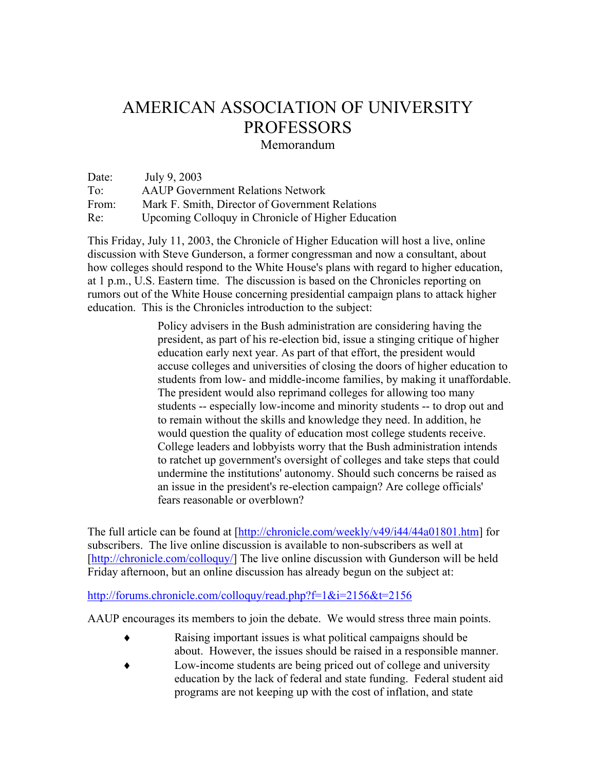# AMERICAN ASSOCIATION OF UNIVERSITY PROFESSORS

Memorandum

Date: July 9, 2003
To: AAUP Government Relations Network
From: Mark F. Smith, Director of Government Relations
Re: Upcoming Colloquy in Chronicle of Higher Education

This Friday, July 11, 2003, the Chronicle of Higher Education will host a live, online discussion with Steve Gunderson, a former congressman and now a consultant, about how colleges should respond to the White House's plans with regard to higher education, at 1 p.m., U.S. Eastern time. The discussion is based on the Chronicles reporting on rumors out of the White House concerning presidential campaign plans to attack higher education. This is the Chronicles introduction to the subject:

> Policy advisers in the Bush administration are considering having the president, as part of his re-election bid, issue a stinging critique of higher education early next year. As part of that effort, the president would accuse colleges and universities of closing the doors of higher education to students from low- and middle-income families, by making it unaffordable. The president would also reprimand colleges for allowing too many students -- especially low-income and minority students -- to drop out and to remain without the skills and knowledge they need. In addition, he would question the quality of education most college students receive. College leaders and lobbyists worry that the Bush administration intends to ratchet up government's oversight of colleges and take steps that could undermine the institutions' autonomy. Should such concerns be raised as an issue in the president's re-election campaign? Are college officials' fears reasonable or overblown?

The full article can be found at [http://chronicle.com/weekly/v49/i44/44a01801.htm] for subscribers. The live online discussion is available to non-subscribers as well at [http://chronicle.com/colloquy/] The live online discussion with Gunderson will be held Friday afternoon, but an online discussion has already begun on the subject at:

http://forums.chronicle.com/colloquy/read.php?f=1&i=2156&t=2156

AAUP encourages its members to join the debate. We would stress three main points.

- Raising important issues is what political campaigns should be about. However, the issues should be raised in a responsible manner.
- Low-income students are being priced out of college and university education by the lack of federal and state funding. Federal student aid programs are not keeping up with the cost of inflation, and state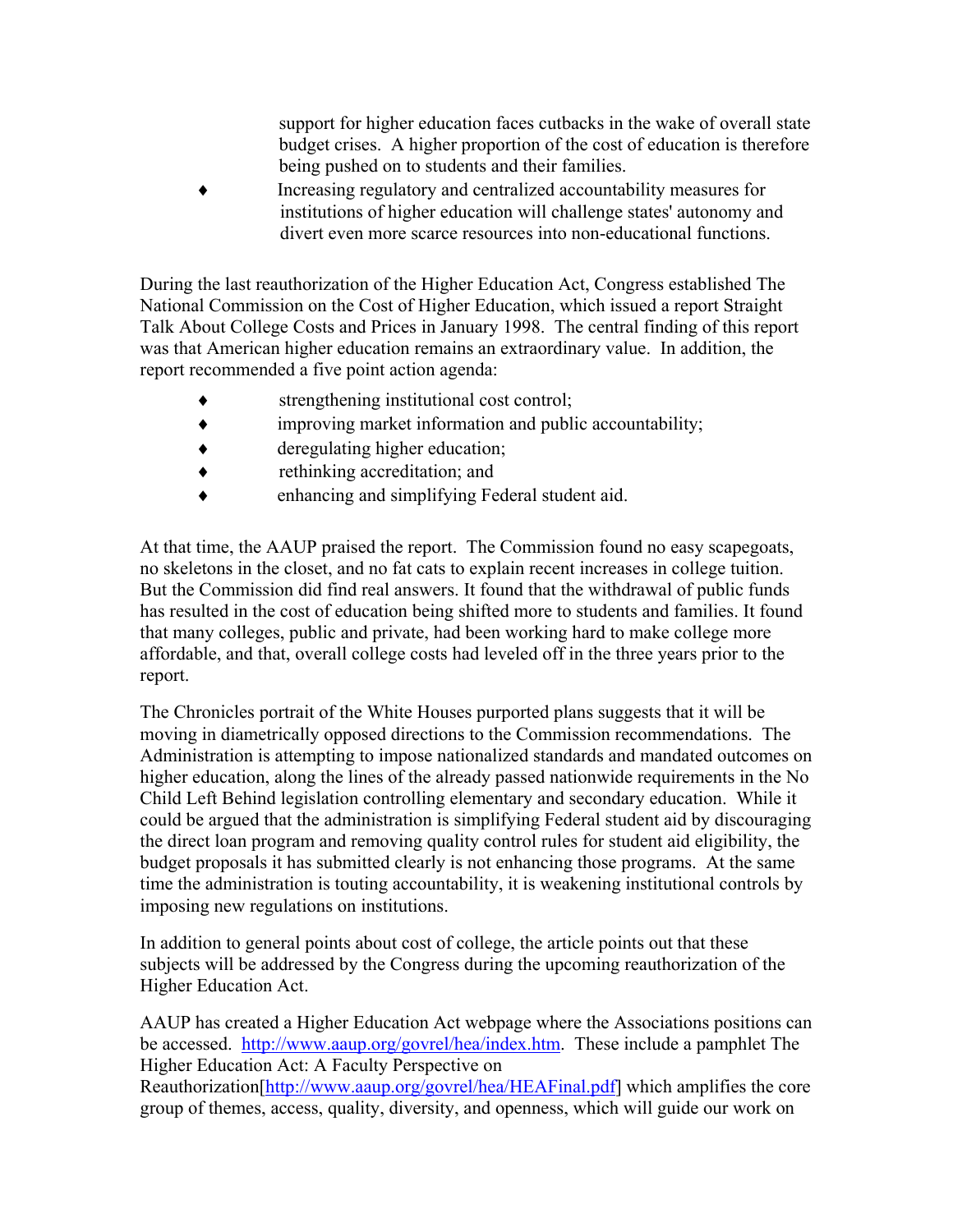support for higher education faces cutbacks in the wake of overall state budget crises. A higher proportion of the cost of education is therefore being pushed on to students and their families.

- Increasing regulatory and centralized accountability measures for institutions of higher education will challenge states' autonomy and divert even more scarce resources into non-educational functions.

During the last reauthorization of the Higher Education Act, Congress established The National Commission on the Cost of Higher Education, which issued a report Straight Talk About College Costs and Prices in January 1998. The central finding of this report was that American higher education remains an extraordinary value. In addition, the report recommended a five point action agenda:

- strengthening institutional cost control;
- improving market information and public accountability;
- deregulating higher education;
- rethinking accreditation; and
- enhancing and simplifying Federal student aid.

At that time, the AAUP praised the report. The Commission found no easy scapegoats, no skeletons in the closet, and no fat cats to explain recent increases in college tuition. But the Commission did find real answers. It found that the withdrawal of public funds has resulted in the cost of education being shifted more to students and families. It found that many colleges, public and private, had been working hard to make college more affordable, and that, overall college costs had leveled off in the three years prior to the report.

The Chronicles portrait of the White Houses purported plans suggests that it will be moving in diametrically opposed directions to the Commission recommendations. The Administration is attempting to impose nationalized standards and mandated outcomes on higher education, along the lines of the already passed nationwide requirements in the No Child Left Behind legislation controlling elementary and secondary education. While it could be argued that the administration is simplifying Federal student aid by discouraging the direct loan program and removing quality control rules for student aid eligibility, the budget proposals it has submitted clearly is not enhancing those programs. At the same time the administration is touting accountability, it is weakening institutional controls by imposing new regulations on institutions.

In addition to general points about cost of college, the article points out that these subjects will be addressed by the Congress during the upcoming reauthorization of the Higher Education Act.

AAUP has created a Higher Education Act webpage where the Associations positions can be accessed. http://www.aaup.org/govrel/hea/index.htm. These include a pamphlet The Higher Education Act: A Faculty Perspective on Reauthorization[http://www.aaup.org/govrel/hea/HEAFinal.pdf] which amplifies the core group of themes, access, quality, diversity, and openness, which will guide our work on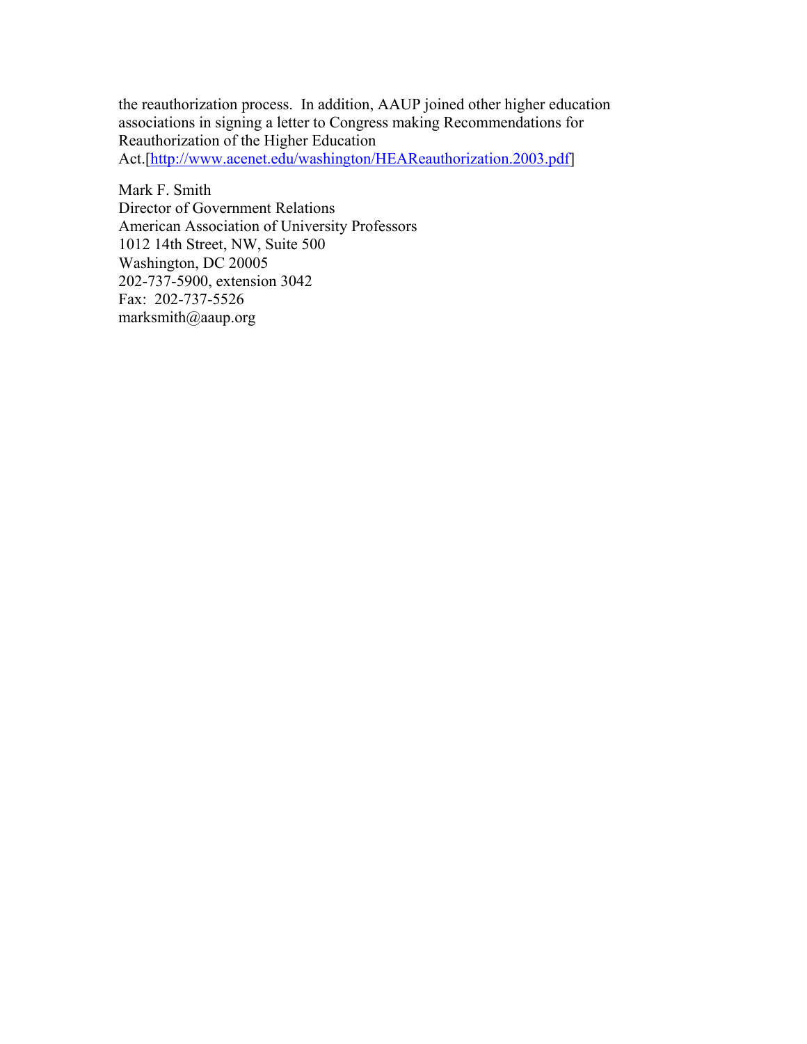the reauthorization process. In addition, AAUP joined other higher education associations in signing a letter to Congress making Recommendations for Reauthorization of the Higher Education Act.[http://www.acenet.edu/washington/HEAReauthorization.2003.pdf]

Mark F. Smith
Director of Government Relations
American Association of University Professors
1012 14th Street, NW, Suite 500
Washington, DC 20005
202-737-5900, extension 3042
Fax: 202-737-5526
marksmith@aaup.org